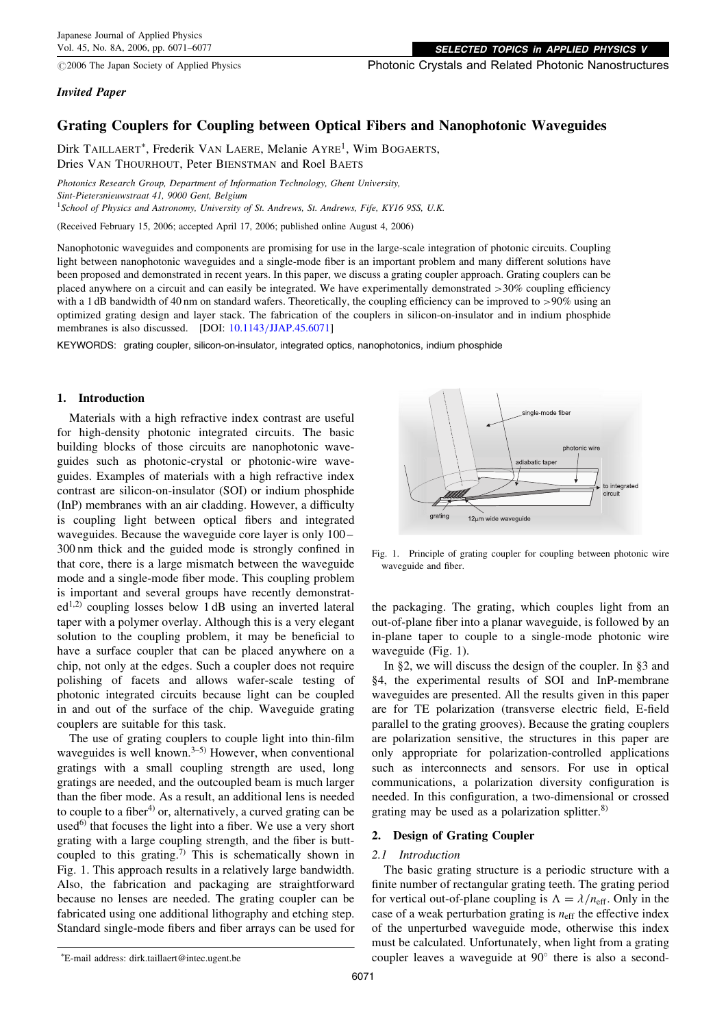*Invited Paper*

# Grating Couplers for Coupling between Optical Fibers and Nanophotonic Waveguides

Dirk TAILLAERT*, Frederik VAN LAERE, Melanie AYRE[1], Wim BOGAERTS, Dries VAN THOURHOUT, Peter BIENSTMAN and Roel BAETS

*Photonics Research Group, Department of Information Technology, Ghent University, Sint-Pietersnieuwstraat 41, 9000 Gent, Belgium*
[1]*School of Physics and Astronomy, University of St. Andrews, St. Andrews, Fife, KY16 9SS, U.K.*

(Received February 15, 2006; accepted April 17, 2006; published online August 4, 2006)

Nanophotonic waveguides and components are promising for use in the large-scale integration of photonic circuits. Coupling light between nanophotonic waveguides and a single-mode fiber is an important problem and many different solutions have been proposed and demonstrated in recent years. In this paper, we discuss a grating coupler approach. Grating couplers can be placed anywhere on a circuit and can easily be integrated. We have experimentally demonstrated >30% coupling efficiency with a 1 dB bandwidth of 40 nm on standard wafers. Theoretically, the coupling efficiency can be improved to >90% using an optimized grating design and layer stack. The fabrication of the couplers in silicon-on-insulator and in indium phosphide membranes is also discussed. [DOI: 10.1143/JJAP.45.6071]

KEYWORDS: grating coupler, silicon-on-insulator, integrated optics, nanophotonics, indium phosphide

## 1. Introduction

Materials with a high refractive index contrast are useful for high-density photonic integrated circuits. The basic building blocks of those circuits are nanophotonic waveguides such as photonic-crystal or photonic-wire waveguides. Examples of materials with a high refractive index contrast are silicon-on-insulator (SOI) or indium phosphide (InP) membranes with an air cladding. However, a difficulty is coupling light between optical fibers and integrated waveguides. Because the waveguide core layer is only 100–300 nm thick and the guided mode is strongly confined in that core, there is a large mismatch between the waveguide mode and a single-mode fiber mode. This coupling problem is important and several groups have recently demonstrated[1,2] coupling losses below 1 dB using an inverted lateral taper with a polymer overlay. Although this is a very elegant solution to the coupling problem, it may be beneficial to have a surface coupler that can be placed anywhere on a chip, not only at the edges. Such a coupler does not require polishing of facets and allows wafer-scale testing of photonic integrated circuits because light can be coupled in and out of the surface of the chip. Waveguide grating couplers are suitable for this task.

The use of grating couplers to couple light into thin-film waveguides is well known.[3–5] However, when conventional gratings with a small coupling strength are used, long gratings are needed, and the outcoupled beam is much larger than the fiber mode. As a result, an additional lens is needed to couple to a fiber[4] or, alternatively, a curved grating can be used[6] that focuses the light into a fiber. We use a very short grating with a large coupling strength, and the fiber is butt-coupled to this grating.[7] This is schematically shown in Fig. 1. This approach results in a relatively large bandwidth. Also, the fabrication and packaging are straightforward because no lenses are needed. The grating coupler can be fabricated using one additional lithography and etching step. Standard single-mode fibers and fiber arrays can be used for the packaging. The grating, which couples light from an out-of-plane fiber into a planar waveguide, is followed by an in-plane taper to couple to a single-mode photonic wire waveguide (Fig. 1).

Fig. 1. Principle of grating coupler for coupling between photonic wire waveguide and fiber.

In §2, we will discuss the design of the coupler. In §3 and §4, the experimental results of SOI and InP-membrane waveguides are presented. All the results given in this paper are for TE polarization (transverse electric field, E-field parallel to the grating grooves). Because the grating couplers are polarization sensitive, the structures in this paper are only appropriate for polarization-controlled applications such as interconnects and sensors. For use in optical communications, a polarization diversity configuration is needed. In this configuration, a two-dimensional or crossed grating may be used as a polarization splitter.[8]

## 2. Design of Grating Coupler

### 2.1 Introduction

The basic grating structure is a periodic structure with a finite number of rectangular grating teeth. The grating period for vertical out-of-plane coupling is $\Lambda = \lambda/n_{\mathrm{eff}}$. Only in the case of a weak perturbation grating is $n_{\mathrm{eff}}$ the effective index of the unperturbed waveguide mode, otherwise this index must be calculated. Unfortunately, when light from a grating coupler leaves a waveguide at 90° there is also a second-

*E-mail address: dirk.taillaert@intec.ugent.be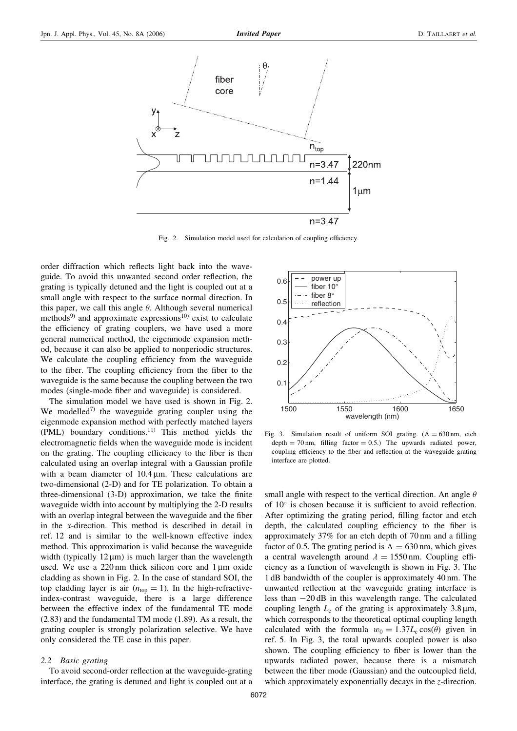Fig. 2. Simulation model used for calculation of coupling efficiency.

order diffraction which reflects light back into the waveguide. To avoid this unwanted second order reflection, the grating is typically detuned and the light is coupled out at a small angle with respect to the surface normal direction. In this paper, we call this angle $\theta$. Although several numerical methods[9] and approximate expressions[10] exist to calculate the efficiency of grating couplers, we have used a more general numerical method, the eigenmode expansion method, because it can also be applied to nonperiodic structures. We calculate the coupling efficiency from the waveguide to the fiber. The coupling efficiency from the fiber to the waveguide is the same because the coupling between the two modes (single-mode fiber and waveguide) is considered.

The simulation model we have used is shown in Fig. 2. We modelled[7] the waveguide grating coupler using the eigenmode expansion method with perfectly matched layers (PML) boundary conditions.[11] This method yields the electromagnetic fields when the waveguide mode is incident on the grating. The coupling efficiency to the fiber is then calculated using an overlap integral with a Gaussian profile with a beam diameter of 10.4 μm. These calculations are two-dimensional (2-D) and for TE polarization. To obtain a three-dimensional (3-D) approximation, we take the finite waveguide width into account by multiplying the 2-D results with an overlap integral between the waveguide and the fiber in the $x$-direction. This method is described in detail in ref. 12 and is similar to the well-known effective index method. This approximation is valid because the waveguide width (typically 12 μm) is much larger than the wavelength used. We use a 220 nm thick silicon core and 1 μm oxide cladding as shown in Fig. 2. In the case of standard SOI, the top cladding layer is air ($n_{\mathrm{top}} = 1$). In the high-refractive-index-contrast waveguide, there is a large difference between the effective index of the fundamental TE mode (2.83) and the fundamental TM mode (1.89). As a result, the grating coupler is strongly polarization selective. We have only considered the TE case in this paper.

### 2.2 Basic grating

To avoid second-order reflection at the waveguide-grating interface, the grating is detuned and light is coupled out at a small angle with respect to the vertical direction. An angle $\theta$ of 10° is chosen because it is sufficient to avoid reflection. After optimizing the grating period, filling factor and etch depth, the calculated coupling efficiency to the fiber is approximately 37% for an etch depth of 70 nm and a filling factor of 0.5. The grating period is $\Lambda = 630$ nm, which gives a central wavelength around $\lambda = 1550$ nm. Coupling efficiency as a function of wavelength is shown in Fig. 3. The 1 dB bandwidth of the coupler is approximately 40 nm. The unwanted reflection at the waveguide grating interface is less than −20 dB in this wavelength range. The calculated coupling length $L_{\mathrm{c}}$ of the grating is approximately 3.8 μm, which corresponds to the theoretical optimal coupling length calculated with the formula $w_0 = 1.37 L_{\mathrm{c}} \cos(\theta)$ given in ref. 5. In Fig. 3, the total upwards coupled power is also shown. The coupling efficiency to fiber is lower than the upwards radiated power, because there is a mismatch between the fiber mode (Gaussian) and the outcoupled field, which approximately exponentially decays in the $z$-direction.

Fig. 3. Simulation result of uniform SOI grating. ($\Lambda = 630$ nm, etch depth = 70 nm, filling factor = 0.5.) The upwards radiated power, coupling efficiency to the fiber and reflection at the waveguide grating interface are plotted.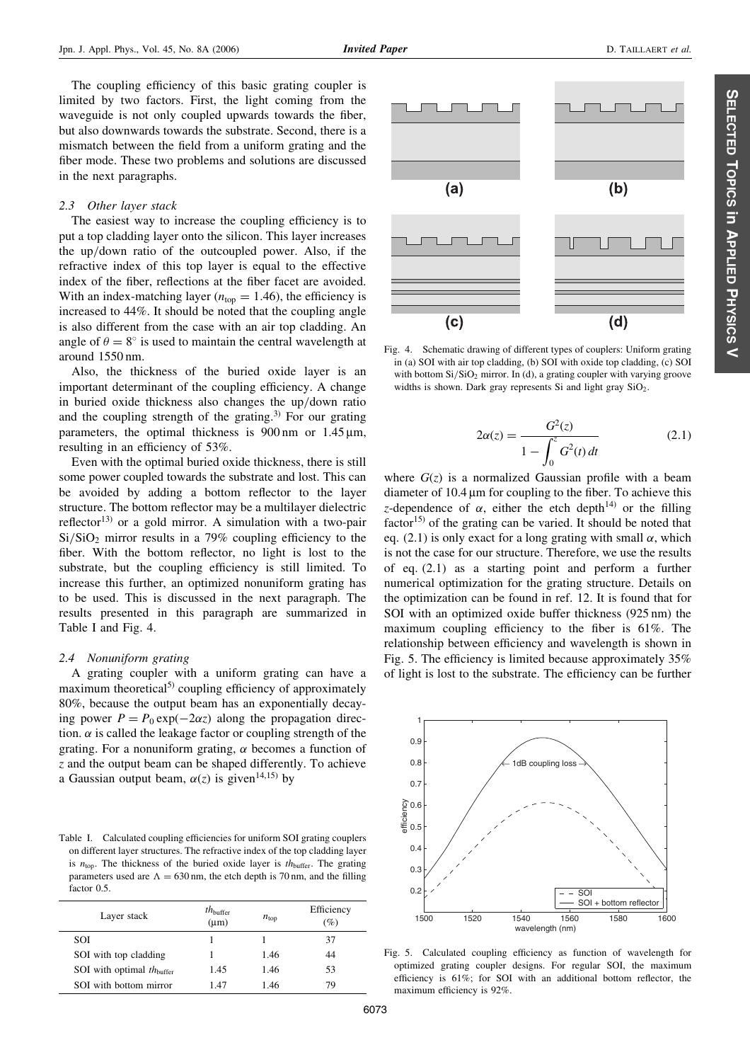The coupling efficiency of this basic grating coupler is limited by two factors. First, the light coming from the waveguide is not only coupled upwards towards the fiber, but also downwards towards the substrate. Second, there is a mismatch between the field from a uniform grating and the fiber mode. These two problems and solutions are discussed in the next paragraphs.

### 2.3 Other layer stack

The easiest way to increase the coupling efficiency is to put a top cladding layer onto the silicon. This layer increases the up/down ratio of the outcoupled power. Also, if the refractive index of this top layer is equal to the effective index of the fiber, reflections at the fiber facet are avoided. With an index-matching layer ($n_{top} = 1.46$), the efficiency is increased to 44%. It should be noted that the coupling angle is also different from the case with an air top cladding. An angle of $\theta = 8°$ is used to maintain the central wavelength at around 1550 nm.

Also, the thickness of the buried oxide layer is an important determinant of the coupling efficiency. A change in buried oxide thickness also changes the up/down ratio and the coupling strength of the grating.[3] For our grating parameters, the optimal thickness is 900 nm or 1.45 µm, resulting in an efficiency of 53%.

Even with the optimal buried oxide thickness, there is still some power coupled towards the substrate and lost. This can be avoided by adding a bottom reflector to the layer structure. The bottom reflector may be a multilayer dielectric reflector[13] or a gold mirror. A simulation with a two-pair $Si/SiO_2$ mirror results in a 79% coupling efficiency to the fiber. With the bottom reflector, no light is lost to the substrate, but the coupling efficiency is still limited. To increase this further, an optimized nonuniform grating has to be used. This is discussed in the next paragraph. The results presented in this paragraph are summarized in Table I and Fig. 4.

### 2.4 Nonuniform grating

A grating coupler with a uniform grating can have a maximum theoretical[5] coupling efficiency of approximately 80%, because the output beam has an exponentially decaying power $P = P_0 \exp(-2\alpha z)$ along the propagation direction. $\alpha$ is called the leakage factor or coupling strength of the grating. For a nonuniform grating, $\alpha$ becomes a function of $z$ and the output beam can be shaped differently. To achieve a Gaussian output beam, $\alpha(z)$ is given[14,15] by

Table I. Calculated coupling efficiencies for uniform SOI grating couplers on different layer structures. The refractive index of the top cladding layer is $n_{top}$. The thickness of the buried oxide layer is $th_{buffer}$. The grating parameters used are $\Lambda = 630$ nm, the etch depth is 70 nm, and the filling factor 0.5.

| Layer stack | $th_{buffer}$ (µm) | $n_{top}$ | Efficiency (%) |
|---|---|---|---|
| SOI | 1 | 1 | 37 |
| SOI with top cladding | 1 | 1.46 | 44 |
| SOI with optimal $th_{buffer}$ | 1.45 | 1.46 | 53 |
| SOI with bottom mirror | 1.47 | 1.46 | 79 |

Fig. 4. Schematic drawing of different types of couplers: Uniform grating in (a) SOI with air top cladding, (b) SOI with oxide top cladding, (c) SOI with bottom $Si/SiO_2$ mirror. In (d), a grating coupler with varying groove widths is shown. Dark gray represents Si and light gray $SiO_2$.

$$2\alpha(z) = \frac{G^2(z)}{1 - \int_0^z G^2(t)\,dt} \tag{2.1}$$

where $G(z)$ is a normalized Gaussian profile with a beam diameter of 10.4 µm for coupling to the fiber. To achieve this $z$-dependence of $\alpha$, either the etch depth[14] or the filling factor[15] of the grating can be varied. It should be noted that eq. (2.1) is only exact for a long grating with small $\alpha$, which is not the case for our structure. Therefore, we use the results of eq. (2.1) as a starting point and perform a further numerical optimization for the grating structure. Details on the optimization can be found in ref. 12. It is found that for SOI with an optimized oxide buffer thickness (925 nm) the maximum coupling efficiency to the fiber is 61%. The relationship between efficiency and wavelength is shown in Fig. 5. The efficiency is limited because approximately 35% of light is lost to the substrate. The efficiency can be further

Fig. 5. Calculated coupling efficiency as function of wavelength for optimized grating coupler designs. For regular SOI, the maximum efficiency is 61%; for SOI with an additional bottom reflector, the maximum efficiency is 92%.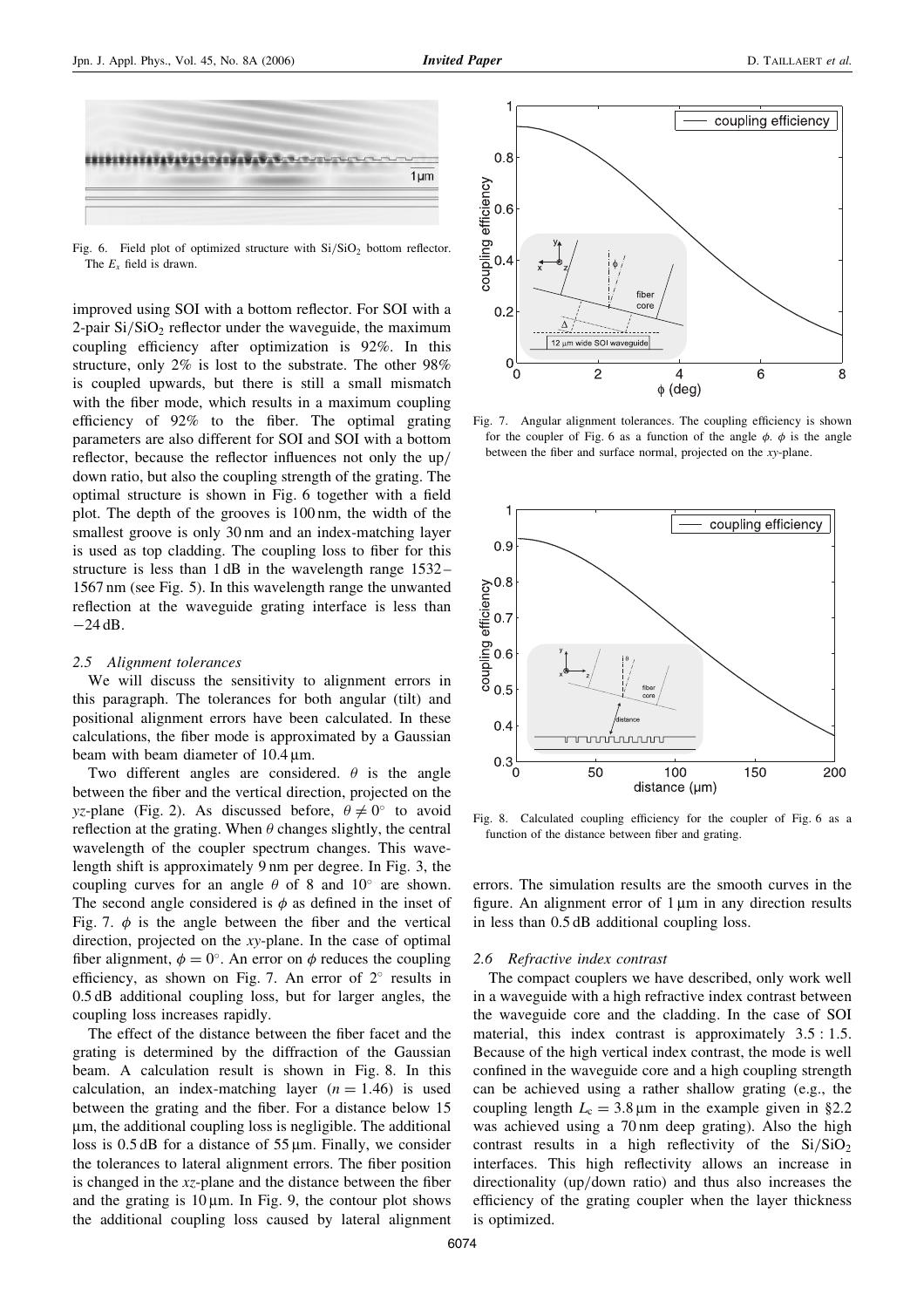Fig. 6. Field plot of optimized structure with $Si/SiO_2$ bottom reflector. The $E_x$ field is drawn.

improved using SOI with a bottom reflector. For SOI with a 2-pair $Si/SiO_2$ reflector under the waveguide, the maximum coupling efficiency after optimization is 92%. In this structure, only 2% is lost to the substrate. The other 98% is coupled upwards, but there is still a small mismatch with the fiber mode, which results in a maximum coupling efficiency of 92% to the fiber. The optimal grating parameters are also different for SOI and SOI with a bottom reflector, because the reflector influences not only the up/down ratio, but also the coupling strength of the grating. The optimal structure is shown in Fig. 6 together with a field plot. The depth of the grooves is 100 nm, the width of the smallest groove is only 30 nm and an index-matching layer is used as top cladding. The coupling loss to fiber for this structure is less than 1 dB in the wavelength range 1532–1567 nm (see Fig. 5). In this wavelength range the unwanted reflection at the waveguide grating interface is less than −24 dB.

### 2.5 Alignment tolerances

We will discuss the sensitivity to alignment errors in this paragraph. The tolerances for both angular (tilt) and positional alignment errors have been calculated. In these calculations, the fiber mode is approximated by a Gaussian beam with beam diameter of 10.4 µm.

Two different angles are considered. $\theta$ is the angle between the fiber and the vertical direction, projected on the $yz$-plane (Fig. 2). As discussed before, $\theta \neq 0°$ to avoid reflection at the grating. When $\theta$ changes slightly, the central wavelength of the coupler spectrum changes. This wavelength shift is approximately 9 nm per degree. In Fig. 3, the coupling curves for an angle $\theta$ of 8 and 10° are shown. The second angle considered is $\phi$ as defined in the inset of Fig. 7. $\phi$ is the angle between the fiber and the vertical direction, projected on the $xy$-plane. In the case of optimal fiber alignment, $\phi = 0°$. An error on $\phi$ reduces the coupling efficiency, as shown on Fig. 7. An error of 2° results in 0.5 dB additional coupling loss, but for larger angles, the coupling loss increases rapidly.

The effect of the distance between the fiber facet and the grating is determined by the diffraction of the Gaussian beam. A calculation result is shown in Fig. 8. In this calculation, an index-matching layer ($n = 1.46$) is used between the grating and the fiber. For a distance below 15 µm, the additional coupling loss is negligible. The additional loss is 0.5 dB for a distance of 55 µm. Finally, we consider the tolerances to lateral alignment errors. The fiber position is changed in the $xz$-plane and the distance between the fiber and the grating is 10 µm. In Fig. 9, the contour plot shows the additional coupling loss caused by lateral alignment errors. The simulation results are the smooth curves in the figure. An alignment error of 1 µm in any direction results in less than 0.5 dB additional coupling loss.

Fig. 7. Angular alignment tolerances. The coupling efficiency is shown for the coupler of Fig. 6 as a function of the angle $\phi$. $\phi$ is the angle between the fiber and surface normal, projected on the $xy$-plane.

Fig. 8. Calculated coupling efficiency for the coupler of Fig. 6 as a function of the distance between fiber and grating.

### 2.6 Refractive index contrast

The compact couplers we have described, only work well in a waveguide with a high refractive index contrast between the waveguide core and the cladding. In the case of SOI material, this index contrast is approximately 3.5 : 1.5. Because of the high vertical index contrast, the mode is well confined in the waveguide core and a high coupling strength can be achieved using a rather shallow grating (e.g., the coupling length $L_c = 3.8$ µm in the example given in §2.2 was achieved using a 70 nm deep grating). Also the high contrast results in a high reflectivity of the $Si/SiO_2$ interfaces. This high reflectivity allows an increase in directionality (up/down ratio) and thus also increases the efficiency of the grating coupler when the layer thickness is optimized.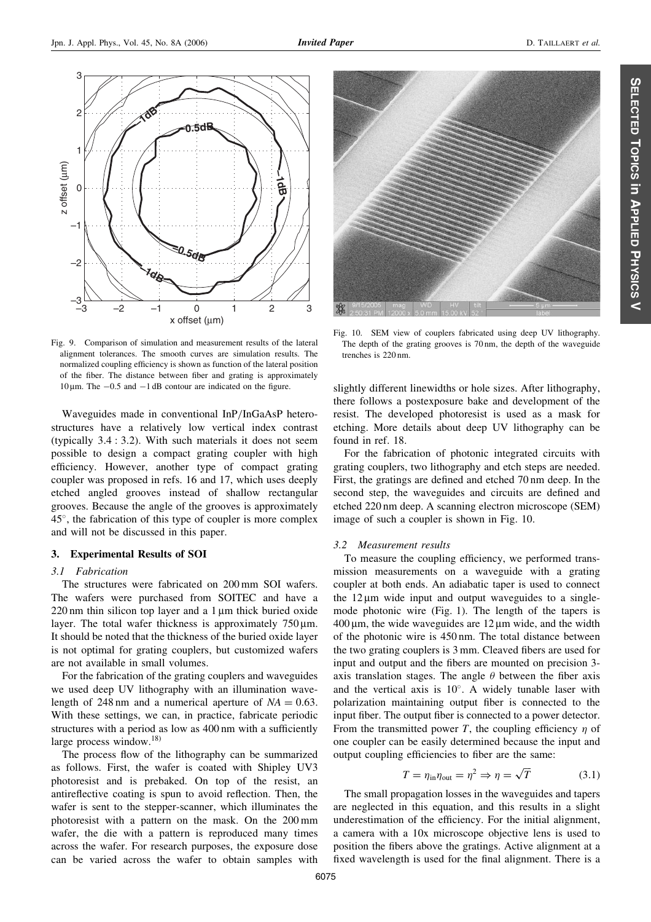Fig. 9. Comparison of simulation and measurement results of the lateral alignment tolerances. The smooth curves are simulation results. The normalized coupling efficiency is shown as function of the lateral position of the fiber. The distance between fiber and grating is approximately 10 μm. The −0.5 and −1 dB contour are indicated on the figure.

Waveguides made in conventional InP/InGaAsP heterostructures have a relatively low vertical index contrast (typically 3.4 : 3.2). With such materials it does not seem possible to design a compact grating coupler with high efficiency. However, another type of compact grating coupler was proposed in refs. 16 and 17, which uses deeply etched angled grooves instead of shallow rectangular grooves. Because the angle of the grooves is approximately 45°, the fabrication of this type of coupler is more complex and will not be discussed in this paper.

## 3. Experimental Results of SOI

### 3.1 Fabrication

The structures were fabricated on 200 mm SOI wafers. The wafers were purchased from SOITEC and have a 220 nm thin silicon top layer and a 1 μm thick buried oxide layer. The total wafer thickness is approximately 750 μm. It should be noted that the thickness of the buried oxide layer is not optimal for grating couplers, but customized wafers are not available in small volumes.

For the fabrication of the grating couplers and waveguides we used deep UV lithography with an illumination wavelength of 248 nm and a numerical aperture of $NA = 0.63$. With these settings, we can, in practice, fabricate periodic structures with a period as low as 400 nm with a sufficiently large process window.[18]

The process flow of the lithography can be summarized as follows. First, the wafer is coated with Shipley UV3 photoresist and is prebaked. On top of the resist, an antireflective coating is spun to avoid reflection. Then, the wafer is sent to the stepper-scanner, which illuminates the photoresist with a pattern on the mask. On the 200 mm wafer, the die with a pattern is reproduced many times across the wafer. For research purposes, the exposure dose can be varied across the wafer to obtain samples with slightly different linewidths or hole sizes. After lithography, there follows a postexposure bake and development of the resist. The developed photoresist is used as a mask for etching. More details about deep UV lithography can be found in ref. 18.

Fig. 10. SEM view of couplers fabricated using deep UV lithography. The depth of the grating grooves is 70 nm, the depth of the waveguide trenches is 220 nm.

For the fabrication of photonic integrated circuits with grating couplers, two lithography and etch steps are needed. First, the gratings are defined and etched 70 nm deep. In the second step, the waveguides and circuits are defined and etched 220 nm deep. A scanning electron microscope (SEM) image of such a coupler is shown in Fig. 10.

### 3.2 Measurement results

To measure the coupling efficiency, we performed transmission measurements on a waveguide with a grating coupler at both ends. An adiabatic taper is used to connect the 12 μm wide input and output waveguides to a single-mode photonic wire (Fig. 1). The length of the tapers is 400 μm, the wide waveguides are 12 μm wide, and the width of the photonic wire is 450 nm. The total distance between the two grating couplers is 3 mm. Cleaved fibers are used for input and output and the fibers are mounted on precision 3-axis translation stages. The angle $\theta$ between the fiber axis and the vertical axis is 10°. A widely tunable laser with polarization maintaining output fiber is connected to the input fiber. The output fiber is connected to a power detector. From the transmitted power $T$, the coupling efficiency $\eta$ of one coupler can be easily determined because the input and output coupling efficiencies to fiber are the same:

$$T = \eta_{\text{in}}\eta_{\text{out}} = \eta^2 \Rightarrow \eta = \sqrt{T} \tag{3.1}$$

The small propagation losses in the waveguides and tapers are neglected in this equation, and this results in a slight underestimation of the efficiency. For the initial alignment, a camera with a 10x microscope objective lens is used to position the fibers above the gratings. Active alignment at a fixed wavelength is used for the final alignment. There is a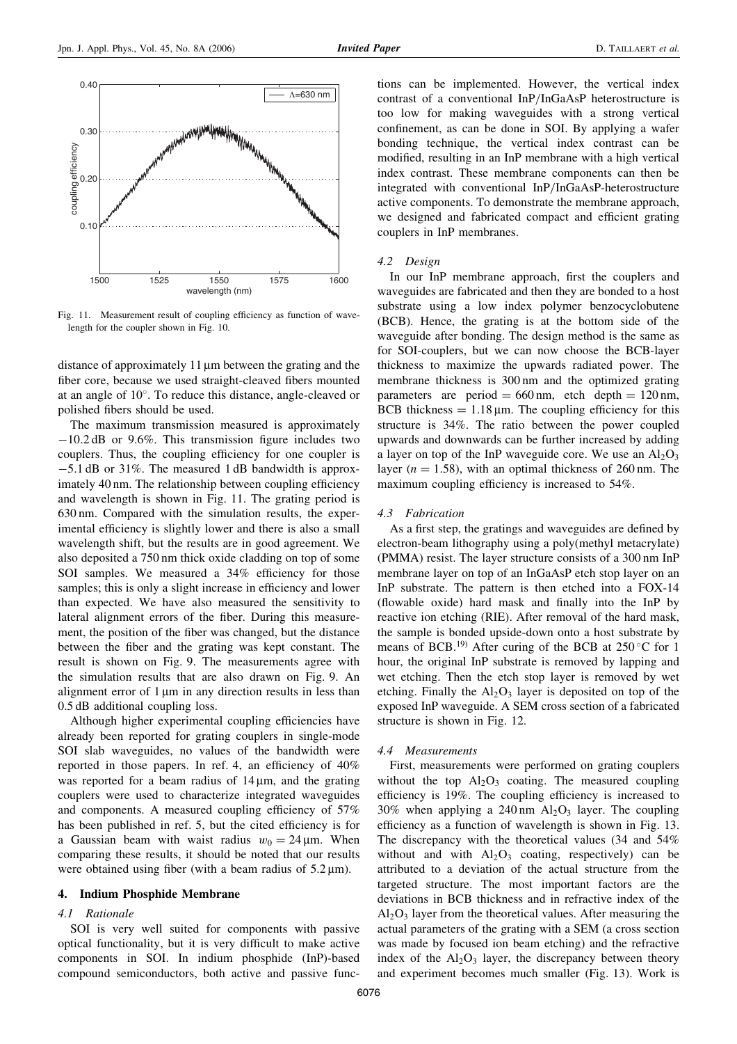Fig. 11. Measurement result of coupling efficiency as function of wavelength for the coupler shown in Fig. 10.

distance of approximately 11 μm between the grating and the fiber core, because we used straight-cleaved fibers mounted at an angle of 10°. To reduce this distance, angle-cleaved or polished fibers should be used.

The maximum transmission measured is approximately −10.2 dB or 9.6%. This transmission figure includes two couplers. Thus, the coupling efficiency for one coupler is −5.1 dB or 31%. The measured 1 dB bandwidth is approximately 40 nm. The relationship between coupling efficiency and wavelength is shown in Fig. 11. The grating period is 630 nm. Compared with the simulation results, the experimental efficiency is slightly lower and there is also a small wavelength shift, but the results are in good agreement. We also deposited a 750 nm thick oxide cladding on top of some SOI samples. We measured a 34% efficiency for those samples; this is only a slight increase in efficiency and lower than expected. We have also measured the sensitivity to lateral alignment errors of the fiber. During this measurement, the position of the fiber was changed, but the distance between the fiber and the grating was kept constant. The result is shown on Fig. 9. The measurements agree with the simulation results that are also drawn on Fig. 9. An alignment error of 1 μm in any direction results in less than 0.5 dB additional coupling loss.

Although higher experimental coupling efficiencies have already been reported for grating couplers in single-mode SOI slab waveguides, no values of the bandwidth were reported in those papers. In ref. 4, an efficiency of 40% was reported for a beam radius of 14 μm, and the grating couplers were used to characterize integrated waveguides and components. A measured coupling efficiency of 57% has been published in ref. 5, but the cited efficiency is for a Gaussian beam with waist radius $w_0 = 24\,\mu\text{m}$. When comparing these results, it should be noted that our results were obtained using fiber (with a beam radius of 5.2 μm).

## 4. Indium Phosphide Membrane

### 4.1 Rationale

SOI is very well suited for components with passive optical functionality, but it is very difficult to make active components in SOI. In indium phosphide (InP)-based compound semiconductors, both active and passive functions can be implemented. However, the vertical index contrast of a conventional InP/InGaAsP heterostructure is too low for making waveguides with a strong vertical confinement, as can be done in SOI. By applying a wafer bonding technique, the vertical index contrast can be modified, resulting in an InP membrane with a high vertical index contrast. These membrane components can then be integrated with conventional InP/InGaAsP-heterostructure active components. To demonstrate the membrane approach, we designed and fabricated compact and efficient grating couplers in InP membranes.

### 4.2 Design

In our InP membrane approach, first the couplers and waveguides are fabricated and then they are bonded to a host substrate using a low index polymer benzocyclobutene (BCB). Hence, the grating is at the bottom side of the waveguide after bonding. The design method is the same as for SOI-couplers, but we can now choose the BCB-layer thickness to maximize the upwards radiated power. The membrane thickness is 300 nm and the optimized grating parameters are period = 660 nm, etch depth = 120 nm, BCB thickness = 1.18 μm. The coupling efficiency for this structure is 34%. The ratio between the power coupled upwards and downwards can be further increased by adding a layer on top of the InP waveguide core. We use an $Al_2O_3$ layer ($n = 1.58$), with an optimal thickness of 260 nm. The maximum coupling efficiency is increased to 54%.

### 4.3 Fabrication

As a first step, the gratings and waveguides are defined by electron-beam lithography using a poly(methyl metacrylate) (PMMA) resist. The layer structure consists of a 300 nm InP membrane layer on top of an InGaAsP etch stop layer on an InP substrate. The pattern is then etched into a FOX-14 (flowable oxide) hard mask and finally into the InP by reactive ion etching (RIE). After removal of the hard mask, the sample is bonded upside-down onto a host substrate by means of BCB.[19] After curing of the BCB at 250 °C for 1 hour, the original InP substrate is removed by lapping and wet etching. Then the etch stop layer is removed by wet etching. Finally the $Al_2O_3$ layer is deposited on top of the exposed InP waveguide. A SEM cross section of a fabricated structure is shown in Fig. 12.

### 4.4 Measurements

First, measurements were performed on grating couplers without the top $Al_2O_3$ coating. The measured coupling efficiency is 19%. The coupling efficiency is increased to 30% when applying a 240 nm $Al_2O_3$ layer. The coupling efficiency as a function of wavelength is shown in Fig. 13. The discrepancy with the theoretical values (34 and 54% without and with $Al_2O_3$ coating, respectively) can be attributed to a deviation of the actual structure from the targeted structure. The most important factors are the deviations in BCB thickness and in refractive index of the $Al_2O_3$ layer from the theoretical values. After measuring the actual parameters of the grating with a SEM (a cross section was made by focused ion beam etching) and the refractive index of the $Al_2O_3$ layer, the discrepancy between theory and experiment becomes much smaller (Fig. 13). Work is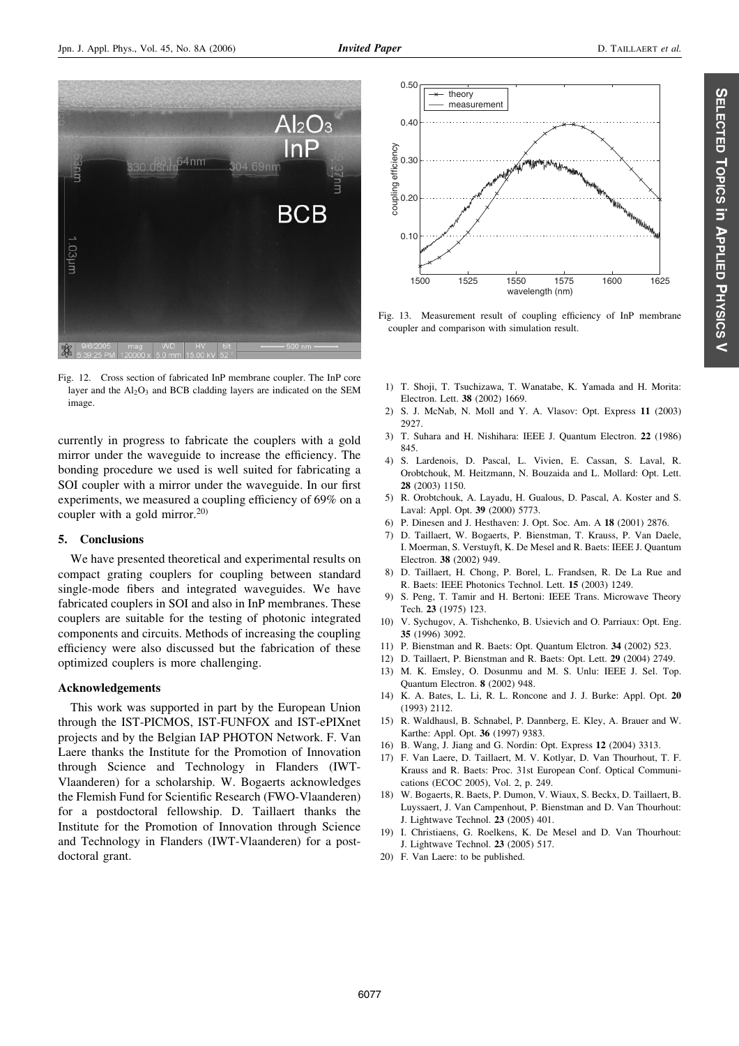Al2O3

InP

BCB

1.03μm

830.08nm 861.64nm 304.69nm

Fig. 12. Cross section of fabricated InP membrane coupler. The InP core layer and the $Al_2O_3$ and BCB cladding layers are indicated on the SEM image.

currently in progress to fabricate the couplers with a gold mirror under the waveguide to increase the efficiency. The bonding procedure we used is well suited for fabricating a SOI coupler with a mirror under the waveguide. In our first experiments, we measured a coupling efficiency of 69% on a coupler with a gold mirror.[20]

## 5. Conclusions

We have presented theoretical and experimental results on compact grating couplers for coupling between standard single-mode fibers and integrated waveguides. We have fabricated couplers in SOI and also in InP membranes. These couplers are suitable for the testing of photonic integrated components and circuits. Methods of increasing the coupling efficiency were also discussed but the fabrication of these optimized couplers is more challenging.

## Acknowledgements

This work was supported in part by the European Union through the IST-PICMOS, IST-FUNFOX and IST-ePIXnet projects and by the Belgian IAP PHOTON Network. F. Van Laere thanks the Institute for the Promotion of Innovation through Science and Technology in Flanders (IWT-Vlaanderen) for a scholarship. W. Bogaerts acknowledges the Flemish Fund for Scientific Research (FWO-Vlaanderen) for a postdoctoral fellowship. D. Taillaert thanks the Institute for the Promotion of Innovation through Science and Technology in Flanders (IWT-Vlaanderen) for a post-doctoral grant.

theory
measurement
coupling efficiency
0.50
0.40
0.30
0.20
0.10
1500 1525 1550 1575 1600 1625
wavelength (nm)

Fig. 13. Measurement result of coupling efficiency of InP membrane coupler and comparison with simulation result.

1) T. Shoji, T. Tsuchizawa, T. Wanatabe, K. Yamada and H. Morita: Electron. Lett. **38** (2002) 1669.
2) S. J. McNab, N. Moll and Y. A. Vlasov: Opt. Express **11** (2003) 2927.
3) T. Suhara and H. Nishihara: IEEE J. Quantum Electron. **22** (1986) 845.
4) S. Lardenois, D. Pascal, L. Vivien, E. Cassan, S. Laval, R. Orobtchouk, M. Heitzmann, N. Bouzaida and L. Mollard: Opt. Lett. **28** (2003) 1150.
5) R. Orobtchouk, A. Layadu, H. Gualous, D. Pascal, A. Koster and S. Laval: Appl. Opt. **39** (2000) 5773.
6) P. Dinesen and J. Hesthaven: J. Opt. Soc. Am. A **18** (2001) 2876.
7) D. Taillaert, W. Bogaerts, P. Bienstman, T. Krauss, P. Van Daele, I. Moerman, S. Verstuyft, K. De Mesel and R. Baets: IEEE J. Quantum Electron. **38** (2002) 949.
8) D. Taillaert, H. Chong, P. Borel, L. Frandsen, R. De La Rue and R. Baets: IEEE Photonics Technol. Lett. **15** (2003) 1249.
9) S. Peng, T. Tamir and H. Bertoni: IEEE Trans. Microwave Theory Tech. **23** (1975) 123.
10) V. Sychugov, A. Tishchenko, B. Usievich and O. Parriaux: Opt. Eng. **35** (1996) 3092.
11) P. Bienstman and R. Baets: Opt. Quantum Elctron. **34** (2002) 523.
12) D. Taillaert, P. Bienstman and R. Baets: Opt. Lett. **29** (2004) 2749.
13) M. K. Emsley, O. Dosunmu and M. S. Unlu: IEEE J. Sel. Top. Quantum Electron. **8** (2002) 948.
14) K. A. Bates, L. Li, R. L. Roncone and J. J. Burke: Appl. Opt. **20** (1993) 2112.
15) R. Waldhausl, B. Schnabel, P. Dannberg, E. Kley, A. Brauer and W. Karthe: Appl. Opt. **36** (1997) 9383.
16) B. Wang, J. Jiang and G. Nordin: Opt. Express **12** (2004) 3313.
17) F. Van Laere, D. Taillaert, M. V. Kotlyar, D. Van Thourhout, T. F. Krauss and R. Baets: Proc. 31st European Conf. Optical Communications (ECOC 2005), Vol. 2, p. 249.
18) W. Bogaerts, R. Baets, P. Dumon, V. Wiaux, S. Beckx, D. Taillaert, B. Luyssaert, J. Van Campenhout, P. Bienstman and D. Van Thourhout: J. Lightwave Technol. **23** (2005) 401.
19) I. Christiaens, G. Roelkens, K. De Mesel and D. Van Thourhout: J. Lightwave Technol. **23** (2005) 517.
20) F. Van Laere: to be published.